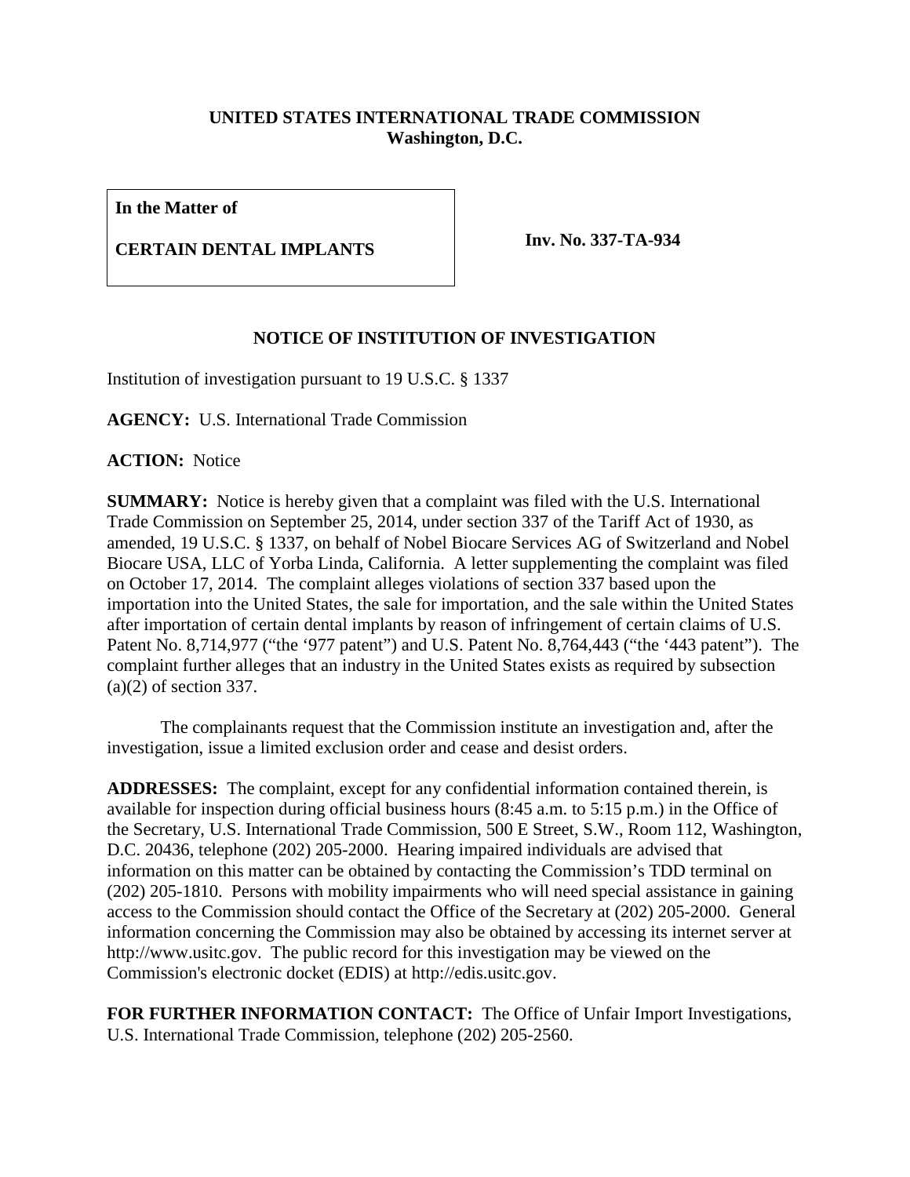**UNITED STATES INTERNATIONAL TRADE COMMISSION**
**Washington, D.C.**

| **In the Matter of** **CERTAIN DENTAL IMPLANTS** | **Inv. No. 337-TA-934** |
|---|---|

## NOTICE OF INSTITUTION OF INVESTIGATION

Institution of investigation pursuant to 19 U.S.C. § 1337

**AGENCY:** U.S. International Trade Commission

**ACTION:** Notice

**SUMMARY:** Notice is hereby given that a complaint was filed with the U.S. International Trade Commission on September 25, 2014, under section 337 of the Tariff Act of 1930, as amended, 19 U.S.C. § 1337, on behalf of Nobel Biocare Services AG of Switzerland and Nobel Biocare USA, LLC of Yorba Linda, California. A letter supplementing the complaint was filed on October 17, 2014. The complaint alleges violations of section 337 based upon the importation into the United States, the sale for importation, and the sale within the United States after importation of certain dental implants by reason of infringement of certain claims of U.S. Patent No. 8,714,977 ("the '977 patent") and U.S. Patent No. 8,764,443 ("the '443 patent"). The complaint further alleges that an industry in the United States exists as required by subsection (a)(2) of section 337.

The complainants request that the Commission institute an investigation and, after the investigation, issue a limited exclusion order and cease and desist orders.

**ADDRESSES:** The complaint, except for any confidential information contained therein, is available for inspection during official business hours (8:45 a.m. to 5:15 p.m.) in the Office of the Secretary, U.S. International Trade Commission, 500 E Street, S.W., Room 112, Washington, D.C. 20436, telephone (202) 205-2000. Hearing impaired individuals are advised that information on this matter can be obtained by contacting the Commission's TDD terminal on (202) 205-1810. Persons with mobility impairments who will need special assistance in gaining access to the Commission should contact the Office of the Secretary at (202) 205-2000. General information concerning the Commission may also be obtained by accessing its internet server at http://www.usitc.gov. The public record for this investigation may be viewed on the Commission's electronic docket (EDIS) at http://edis.usitc.gov.

**FOR FURTHER INFORMATION CONTACT:** The Office of Unfair Import Investigations, U.S. International Trade Commission, telephone (202) 205-2560.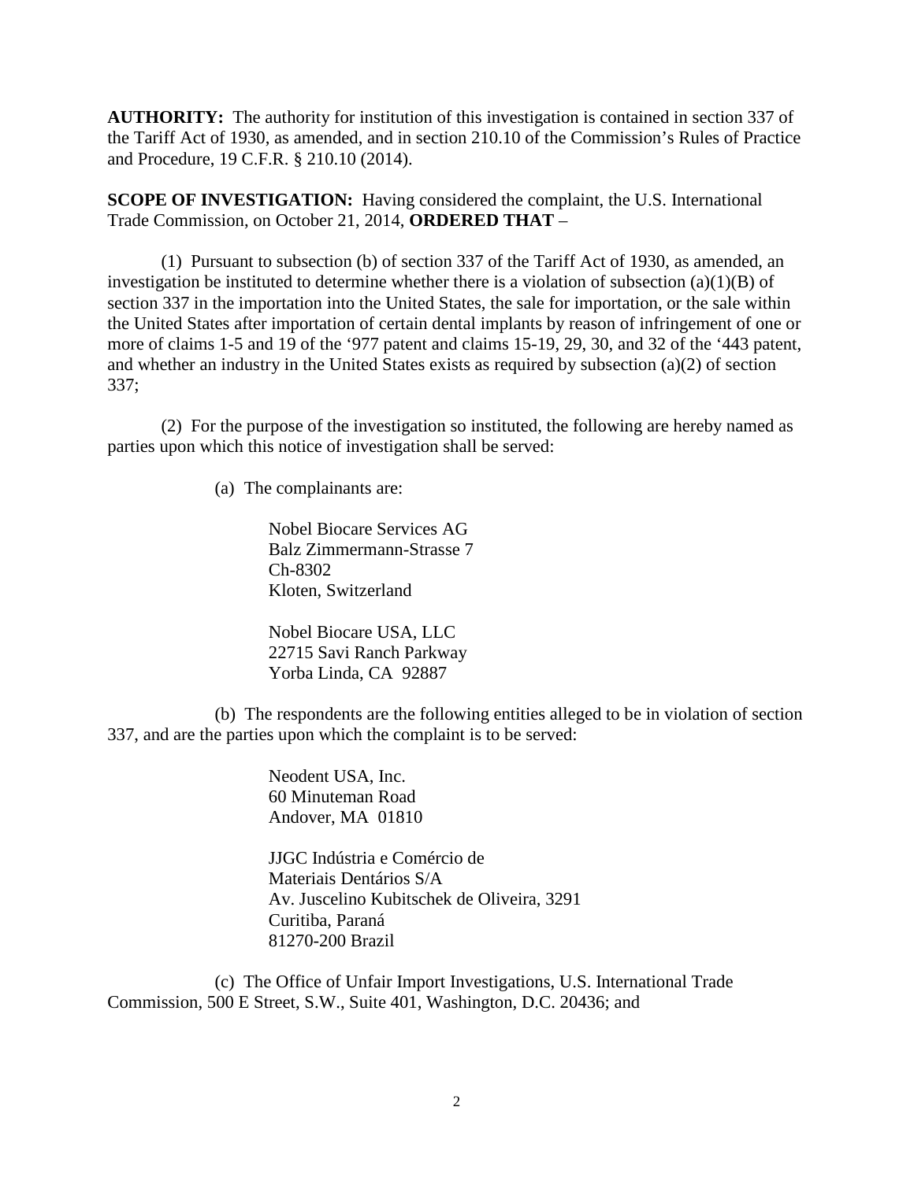**AUTHORITY:** The authority for institution of this investigation is contained in section 337 of the Tariff Act of 1930, as amended, and in section 210.10 of the Commission's Rules of Practice and Procedure, 19 C.F.R. § 210.10 (2014).

**SCOPE OF INVESTIGATION:** Having considered the complaint, the U.S. International Trade Commission, on October 21, 2014, **ORDERED THAT** –

(1) Pursuant to subsection (b) of section 337 of the Tariff Act of 1930, as amended, an investigation be instituted to determine whether there is a violation of subsection (a)(1)(B) of section 337 in the importation into the United States, the sale for importation, or the sale within the United States after importation of certain dental implants by reason of infringement of one or more of claims 1-5 and 19 of the '977 patent and claims 15-19, 29, 30, and 32 of the '443 patent, and whether an industry in the United States exists as required by subsection (a)(2) of section 337;

(2) For the purpose of the investigation so instituted, the following are hereby named as parties upon which this notice of investigation shall be served:

(a) The complainants are:

Nobel Biocare Services AG
Balz Zimmermann-Strasse 7
Ch-8302
Kloten, Switzerland

Nobel Biocare USA, LLC
22715 Savi Ranch Parkway
Yorba Linda, CA 92887

(b) The respondents are the following entities alleged to be in violation of section 337, and are the parties upon which the complaint is to be served:

Neodent USA, Inc.
60 Minuteman Road
Andover, MA 01810

JJGC Indústria e Comércio de
Materiais Dentários S/A
Av. Juscelino Kubitschek de Oliveira, 3291
Curitiba, Paraná
81270-200 Brazil

(c) The Office of Unfair Import Investigations, U.S. International Trade Commission, 500 E Street, S.W., Suite 401, Washington, D.C. 20436; and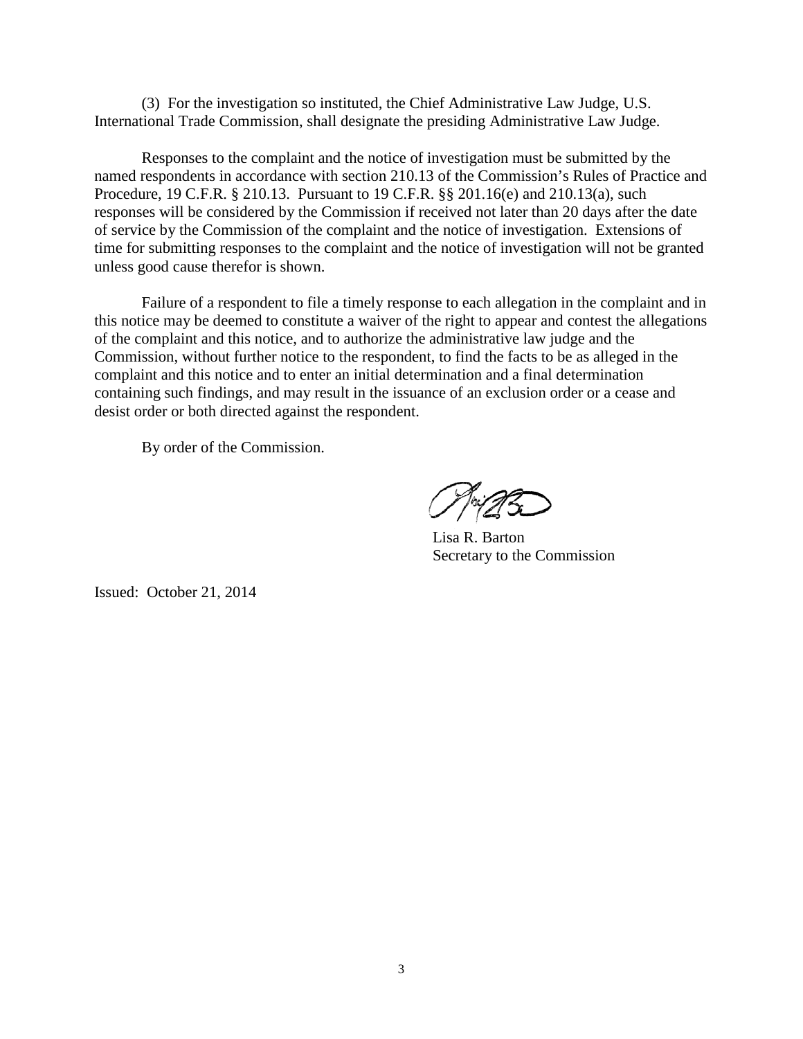(3) For the investigation so instituted, the Chief Administrative Law Judge, U.S. International Trade Commission, shall designate the presiding Administrative Law Judge.

Responses to the complaint and the notice of investigation must be submitted by the named respondents in accordance with section 210.13 of the Commission's Rules of Practice and Procedure, 19 C.F.R. § 210.13. Pursuant to 19 C.F.R. §§ 201.16(e) and 210.13(a), such responses will be considered by the Commission if received not later than 20 days after the date of service by the Commission of the complaint and the notice of investigation. Extensions of time for submitting responses to the complaint and the notice of investigation will not be granted unless good cause therefor is shown.

Failure of a respondent to file a timely response to each allegation in the complaint and in this notice may be deemed to constitute a waiver of the right to appear and contest the allegations of the complaint and this notice, and to authorize the administrative law judge and the Commission, without further notice to the respondent, to find the facts to be as alleged in the complaint and this notice and to enter an initial determination and a final determination containing such findings, and may result in the issuance of an exclusion order or a cease and desist order or both directed against the respondent.

By order of the Commission.

Lisa R. Barton
Secretary to the Commission

Issued: October 21, 2014